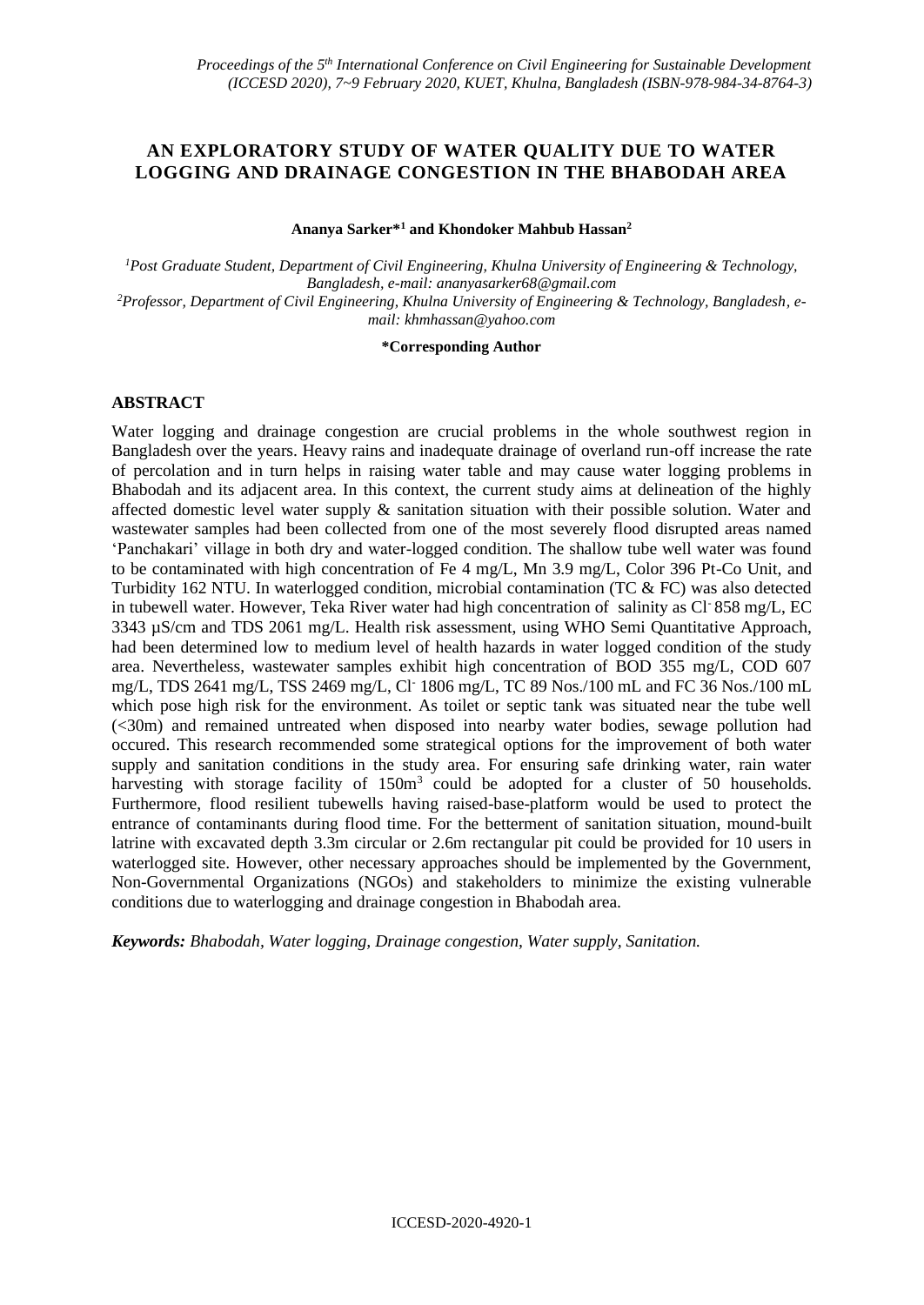# AN EXPLORATORY STUDY OF WATER QUALITY DUE TO WATER LOGGING AND DRAINAGE CONGESTION IN THE BHABODAH AREA

**Ananya Sarker*[1] and Khondoker Mahbub Hassan[2]**

*[1]Post Graduate Student, Department of Civil Engineering, Khulna University of Engineering & Technology, Bangladesh, e-mail: ananyasarker68@gmail.com*
*[2]Professor, Department of Civil Engineering, Khulna University of Engineering & Technology, Bangladesh, e-mail: khmhassan@yahoo.com*

**\*Corresponding Author**

## ABSTRACT

Water logging and drainage congestion are crucial problems in the whole southwest region in Bangladesh over the years. Heavy rains and inadequate drainage of overland run-off increase the rate of percolation and in turn helps in raising water table and may cause water logging problems in Bhabodah and its adjacent area. In this context, the current study aims at delineation of the highly affected domestic level water supply & sanitation situation with their possible solution. Water and wastewater samples had been collected from one of the most severely flood disrupted areas named 'Panchakari' village in both dry and water-logged condition. The shallow tube well water was found to be contaminated with high concentration of Fe 4 mg/L, Mn 3.9 mg/L, Color 396 Pt-Co Unit, and Turbidity 162 NTU. In waterlogged condition, microbial contamination (TC & FC) was also detected in tubewell water. However, Teka River water had high concentration of salinity as $Cl^-$ 858 mg/L, EC 3343 µS/cm and TDS 2061 mg/L. Health risk assessment, using WHO Semi Quantitative Approach, had been determined low to medium level of health hazards in water logged condition of the study area. Nevertheless, wastewater samples exhibit high concentration of BOD 355 mg/L, COD 607 mg/L, TDS 2641 mg/L, TSS 2469 mg/L, $Cl^-$ 1806 mg/L, TC 89 Nos./100 mL and FC 36 Nos./100 mL which pose high risk for the environment. As toilet or septic tank was situated near the tube well (<30m) and remained untreated when disposed into nearby water bodies, sewage pollution had occured. This research recommended some strategical options for the improvement of both water supply and sanitation conditions in the study area. For ensuring safe drinking water, rain water harvesting with storage facility of $150m^3$ could be adopted for a cluster of 50 households. Furthermore, flood resilient tubewells having raised-base-platform would be used to protect the entrance of contaminants during flood time. For the betterment of sanitation situation, mound-built latrine with excavated depth 3.3m circular or 2.6m rectangular pit could be provided for 10 users in waterlogged site. However, other necessary approaches should be implemented by the Government, Non-Governmental Organizations (NGOs) and stakeholders to minimize the existing vulnerable conditions due to waterlogging and drainage congestion in Bhabodah area.

***Keywords:*** *Bhabodah, Water logging, Drainage congestion, Water supply, Sanitation.*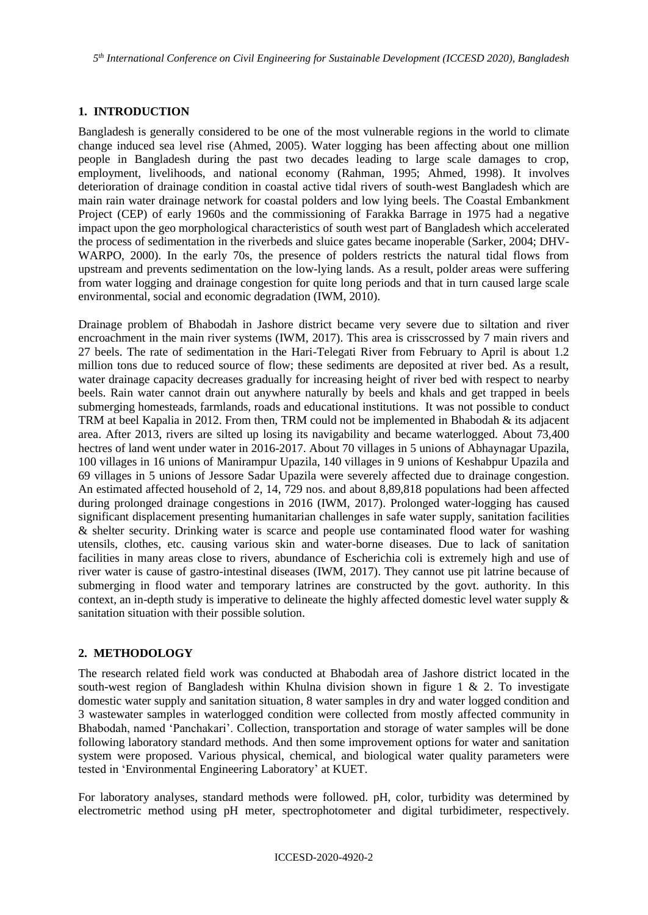## 1. INTRODUCTION

Bangladesh is generally considered to be one of the most vulnerable regions in the world to climate change induced sea level rise (Ahmed, 2005). Water logging has been affecting about one million people in Bangladesh during the past two decades leading to large scale damages to crop, employment, livelihoods, and national economy (Rahman, 1995; Ahmed, 1998). It involves deterioration of drainage condition in coastal active tidal rivers of south-west Bangladesh which are main rain water drainage network for coastal polders and low lying beels. The Coastal Embankment Project (CEP) of early 1960s and the commissioning of Farakka Barrage in 1975 had a negative impact upon the geo morphological characteristics of south west part of Bangladesh which accelerated the process of sedimentation in the riverbeds and sluice gates became inoperable (Sarker, 2004; DHV-WARPO, 2000). In the early 70s, the presence of polders restricts the natural tidal flows from upstream and prevents sedimentation on the low-lying lands. As a result, polder areas were suffering from water logging and drainage congestion for quite long periods and that in turn caused large scale environmental, social and economic degradation (IWM, 2010).

Drainage problem of Bhabodah in Jashore district became very severe due to siltation and river encroachment in the main river systems (IWM, 2017). This area is crisscrossed by 7 main rivers and 27 beels. The rate of sedimentation in the Hari-Telegati River from February to April is about 1.2 million tons due to reduced source of flow; these sediments are deposited at river bed. As a result, water drainage capacity decreases gradually for increasing height of river bed with respect to nearby beels. Rain water cannot drain out anywhere naturally by beels and khals and get trapped in beels submerging homesteads, farmlands, roads and educational institutions. It was not possible to conduct TRM at beel Kapalia in 2012. From then, TRM could not be implemented in Bhabodah & its adjacent area. After 2013, rivers are silted up losing its navigability and became waterlogged. About 73,400 hectres of land went under water in 2016-2017. About 70 villages in 5 unions of Abhaynagar Upazila, 100 villages in 16 unions of Manirampur Upazila, 140 villages in 9 unions of Keshabpur Upazila and 69 villages in 5 unions of Jessore Sadar Upazila were severely affected due to drainage congestion. An estimated affected household of 2, 14, 729 nos. and about 8,89,818 populations had been affected during prolonged drainage congestions in 2016 (IWM, 2017). Prolonged water-logging has caused significant displacement presenting humanitarian challenges in safe water supply, sanitation facilities & shelter security. Drinking water is scarce and people use contaminated flood water for washing utensils, clothes, etc. causing various skin and water-borne diseases. Due to lack of sanitation facilities in many areas close to rivers, abundance of Escherichia coli is extremely high and use of river water is cause of gastro-intestinal diseases (IWM, 2017). They cannot use pit latrine because of submerging in flood water and temporary latrines are constructed by the govt. authority. In this context, an in-depth study is imperative to delineate the highly affected domestic level water supply & sanitation situation with their possible solution.

## 2. METHODOLOGY

The research related field work was conducted at Bhabodah area of Jashore district located in the south-west region of Bangladesh within Khulna division shown in figure 1 & 2. To investigate domestic water supply and sanitation situation, 8 water samples in dry and water logged condition and 3 wastewater samples in waterlogged condition were collected from mostly affected community in Bhabodah, named 'Panchakari'. Collection, transportation and storage of water samples will be done following laboratory standard methods. And then some improvement options for water and sanitation system were proposed. Various physical, chemical, and biological water quality parameters were tested in 'Environmental Engineering Laboratory' at KUET.

For laboratory analyses, standard methods were followed. pH, color, turbidity was determined by electrometric method using pH meter, spectrophotometer and digital turbidimeter, respectively.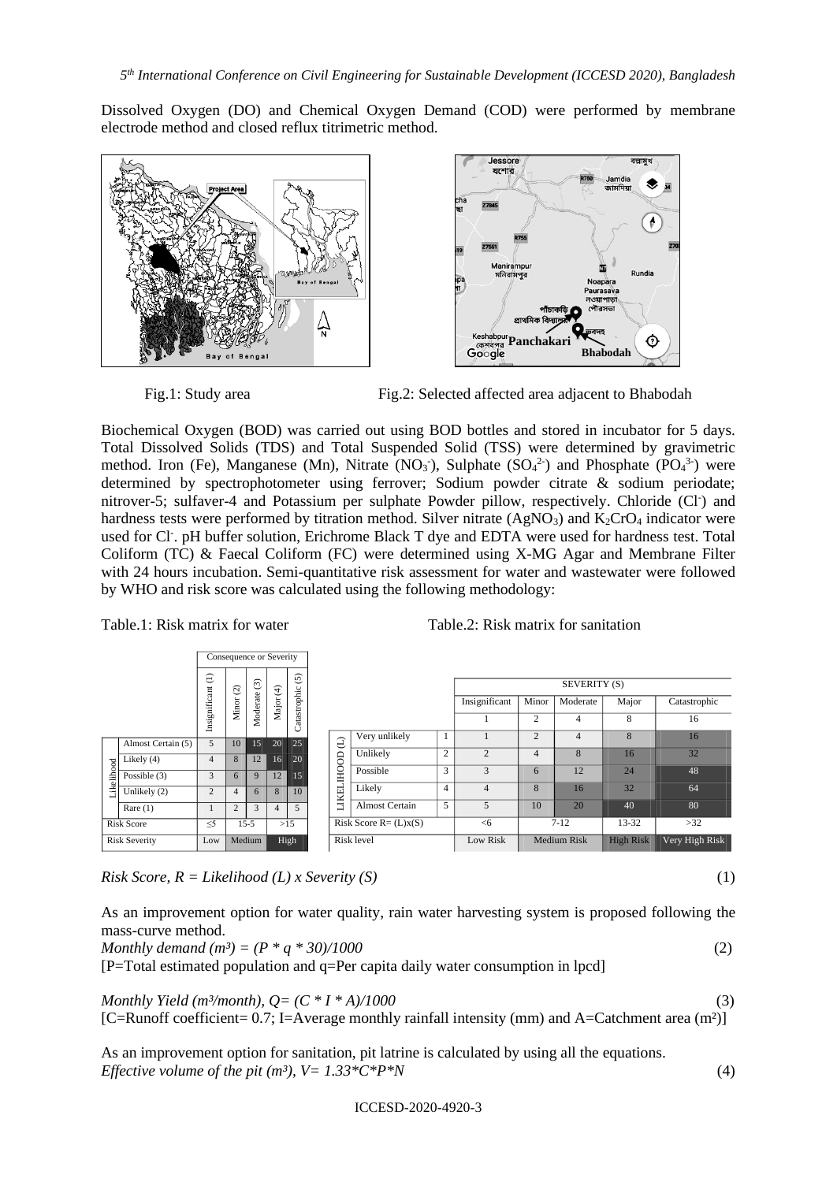Dissolved Oxygen (DO) and Chemical Oxygen Demand (COD) were performed by membrane electrode method and closed reflux titrimetric method.

Fig.1: Study area

Fig.2: Selected affected area adjacent to Bhabodah

Biochemical Oxygen (BOD) was carried out using BOD bottles and stored in incubator for 5 days. Total Dissolved Solids (TDS) and Total Suspended Solid (TSS) were determined by gravimetric method. Iron (Fe), Manganese (Mn), Nitrate ($NO_3^-$), Sulphate ($SO_4^{2-}$) and Phosphate ($PO_4^{3-}$) were determined by spectrophotometer using ferrover; Sodium powder citrate & sodium periodate; nitrover-5; sulfaver-4 and Potassium per sulphate Powder pillow, respectively. Chloride ($Cl^-$) and hardness tests were performed by titration method. Silver nitrate ($AgNO_3$) and $K_2CrO_4$ indicator were used for $Cl^-$. pH buffer solution, Erichrome Black T dye and EDTA were used for hardness test. Total Coliform (TC) & Faecal Coliform (FC) were determined using X-MG Agar and Membrane Filter with 24 hours incubation. Semi-quantitative risk assessment for water and wastewater were followed by WHO and risk score was calculated using the following methodology:

Table.1: Risk matrix for water

| | | Consequence or Severity | | | | |
|---|---|---|---|---|---|---|
| | | Insignificant (1) | Minor (2) | Moderate (3) | Major (4) | Catastrophic (5) |
| Likelihood | Almost Certain (5) | 5 | 10 | 15 | 20 | 25 |
| | Likely (4) | 4 | 8 | 12 | 16 | 20 |
| | Possible (3) | 3 | 6 | 9 | 12 | 15 |
| | Unlikely (2) | 2 | 4 | 6 | 8 | 10 |
| | Rare (1) | 1 | 2 | 3 | 4 | 5 |
| Risk Score | | ≤5 | 15-5 | | >15 | |
| Risk Severity | | Low | Medium | | High | |

Table.2: Risk matrix for sanitation

| | | | SEVERITY (S) | | | | |
|---|---|---|---|---|---|---|---|
| | | | Insignificant | Minor | Moderate | Major | Catastrophic |
| | | | 1 | 2 | 4 | 8 | 16 |
| LIKELIHOOD (L) | Very unlikely | 1 | 1 | 2 | 4 | 8 | 16 |
| | Unlikely | 2 | 2 | 4 | 8 | 16 | 32 |
| | Possible | 3 | 3 | 6 | 12 | 24 | 48 |
| | Likely | 4 | 4 | 8 | 16 | 32 | 64 |
| | Almost Certain | 5 | 5 | 10 | 20 | 40 | 80 |
| Risk Score R= (L)x(S) | | | <6 | 7-12 | | 13-32 | >32 |
| Risk level | | | Low Risk | Medium Risk | | High Risk | Very High Risk |

$$Risk\ Score,\ R = Likelihood\ (L) \times Severity\ (S) \quad (1)$$

As an improvement option for water quality, rain water harvesting system is proposed following the mass-curve method.

$$Monthly\ demand\ (m^3) = (P * q * 30)/1000 \quad (2)$$

[P=Total estimated population and q=Per capita daily water consumption in lpcd]

$$Monthly\ Yield\ (m^3/month),\ Q = (C * I * A)/1000 \quad (3)$$

[C=Runoff coefficient= 0.7; I=Average monthly rainfall intensity (mm) and A=Catchment area ($m^2$)]

As an improvement option for sanitation, pit latrine is calculated by using all the equations.

$$Effective\ volume\ of\ the\ pit\ (m^3),\ V = 1.33*C*P*N \quad (4)$$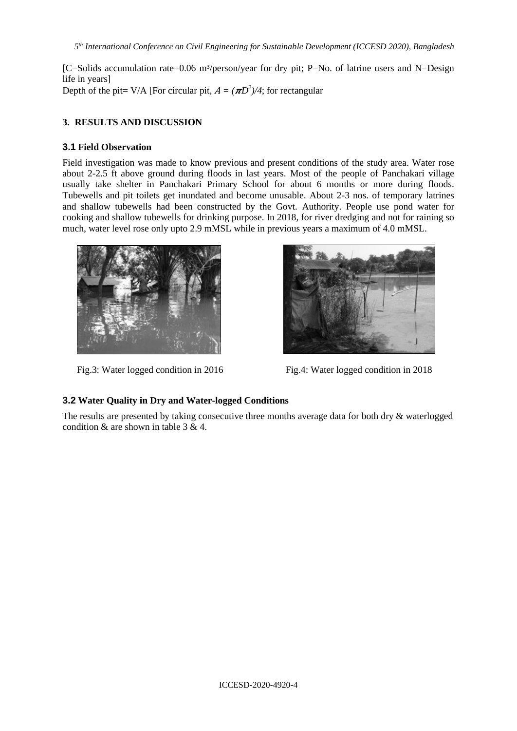[C=Solids accumulation rate=0.06 m³/person/year for dry pit; P=No. of latrine users and N=Design life in years]

Depth of the pit= V/A [For circular pit, $A = (\pi D^2)/4$; for rectangular

## 3. RESULTS AND DISCUSSION

### 3.1 Field Observation

Field investigation was made to know previous and present conditions of the study area. Water rose about 2-2.5 ft above ground during floods in last years. Most of the people of Panchakari village usually take shelter in Panchakari Primary School for about 6 months or more during floods. Tubewells and pit toilets get inundated and become unusable. About 2-3 nos. of temporary latrines and shallow tubewells had been constructed by the Govt. Authority. People use pond water for cooking and shallow tubewells for drinking purpose. In 2018, for river dredging and not for raining so much, water level rose only upto 2.9 mMSL while in previous years a maximum of 4.0 mMSL.

Fig.3: Water logged condition in 2016

Fig.4: Water logged condition in 2018

### 3.2 Water Quality in Dry and Water-logged Conditions

The results are presented by taking consecutive three months average data for both dry & waterlogged condition & are shown in table 3 & 4.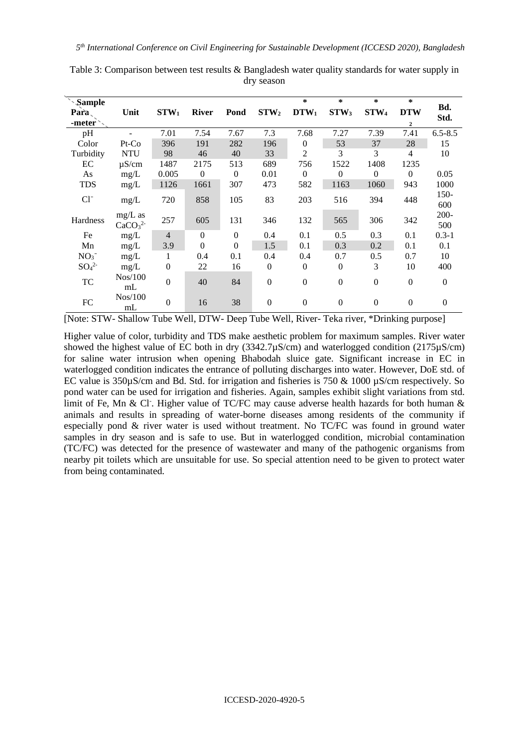Table 3: Comparison between test results & Bangladesh water quality standards for water supply in dry season

| Sample Para-meter | Unit | $STW_1$ | River | Pond | $STW_2$ | * $DTW_1$ | * $STW_3$ | * $STW_4$ | * $DTW_2$ | Bd. Std. |
|---|---|---|---|---|---|---|---|---|---|---|
| pH | - | 7.01 | 7.54 | 7.67 | 7.3 | 7.68 | 7.27 | 7.39 | 7.41 | 6.5-8.5 |
| Color | Pt-Co | 396 | 191 | 282 | 196 | 0 | 53 | 37 | 28 | 15 |
| Turbidity | NTU | 98 | 46 | 40 | 33 | 2 | 3 | 3 | 4 | 10 |
| EC | µS/cm | 1487 | 2175 | 513 | 689 | 756 | 1522 | 1408 | 1235 | |
| As | mg/L | 0.005 | 0 | 0 | 0.01 | 0 | 0 | 0 | 0 | 0.05 |
| TDS | mg/L | 1126 | 1661 | 307 | 473 | 582 | 1163 | 1060 | 943 | 1000 |
| $Cl^-$ | mg/L | 720 | 858 | 105 | 83 | 203 | 516 | 394 | 448 | 150-600 |
| Hardness | mg/L as $CaCO_3^{2-}$ | 257 | 605 | 131 | 346 | 132 | 565 | 306 | 342 | 200-500 |
| Fe | mg/L | 4 | 0 | 0 | 0.4 | 0.1 | 0.5 | 0.3 | 0.1 | 0.3-1 |
| Mn | mg/L | 3.9 | 0 | 0 | 1.5 | 0.1 | 0.3 | 0.2 | 0.1 | 0.1 |
| $NO_3^-$ | mg/L | 1 | 0.4 | 0.1 | 0.4 | 0.4 | 0.7 | 0.5 | 0.7 | 10 |
| $SO_4^{2-}$ | mg/L | 0 | 22 | 16 | 0 | 0 | 0 | 3 | 10 | 400 |
| TC | Nos/100 mL | 0 | 40 | 84 | 0 | 0 | 0 | 0 | 0 | 0 |
| FC | Nos/100 mL | 0 | 16 | 38 | 0 | 0 | 0 | 0 | 0 | 0 |

[Note: STW- Shallow Tube Well, DTW- Deep Tube Well, River- Teka river, *Drinking purpose]

Higher value of color, turbidity and TDS make aesthetic problem for maximum samples. River water showed the highest value of EC both in dry (3342.7µS/cm) and waterlogged condition (2175µS/cm) for saline water intrusion when opening Bhabodah sluice gate. Significant increase in EC in waterlogged condition indicates the entrance of polluting discharges into water. However, DoE std. of EC value is 350µS/cm and Bd. Std. for irrigation and fisheries is 750 & 1000 µS/cm respectively. So pond water can be used for irrigation and fisheries. Again, samples exhibit slight variations from std. limit of Fe, Mn & $Cl^-$. Higher value of TC/FC may cause adverse health hazards for both human & animals and results in spreading of water-borne diseases among residents of the community if especially pond & river water is used without treatment. No TC/FC was found in ground water samples in dry season and is safe to use. But in waterlogged condition, microbial contamination (TC/FC) was detected for the presence of wastewater and many of the pathogenic organisms from nearby pit toilets which are unsuitable for use. So special attention need to be given to protect water from being contaminated.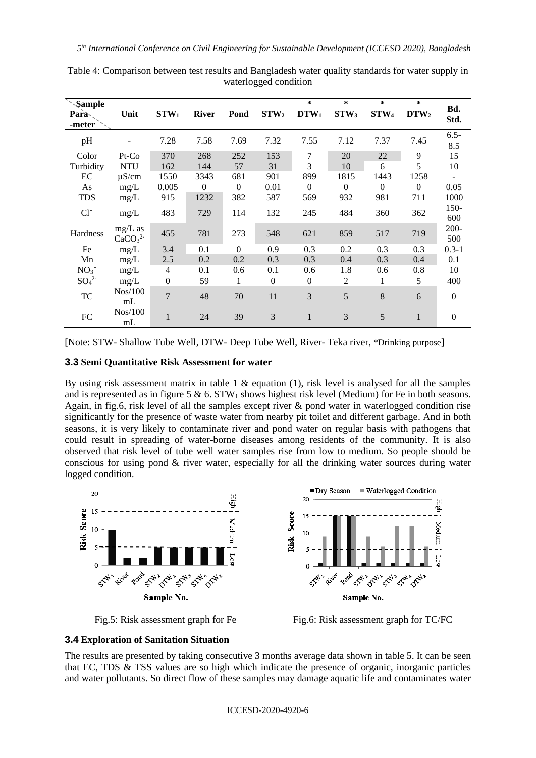Table 4: Comparison between test results and Bangladesh water quality standards for water supply in waterlogged condition

| Sample / Para-meter | Unit | $STW_1$ | River | Pond | $STW_2$ | * $DTW_1$ | * $STW_3$ | * $STW_4$ | * $DTW_2$ | Bd. Std. |
|---|---|---|---|---|---|---|---|---|---|---|
| pH | - | 7.28 | 7.58 | 7.69 | 7.32 | 7.55 | 7.12 | 7.37 | 7.45 | 6.5-8.5 |
| Color | Pt-Co | 370 | 268 | 252 | 153 | 7 | 20 | 22 | 9 | 15 |
| Turbidity | NTU | 162 | 144 | 57 | 31 | 3 | 10 | 6 | 5 | 10 |
| EC | μS/cm | 1550 | 3343 | 681 | 901 | 899 | 1815 | 1443 | 1258 | - |
| As | mg/L | 0.005 | 0 | 0 | 0.01 | 0 | 0 | 0 | 0 | 0.05 |
| TDS | mg/L | 915 | 1232 | 382 | 587 | 569 | 932 | 981 | 711 | 1000 |
| $Cl^-$ | mg/L | 483 | 729 | 114 | 132 | 245 | 484 | 360 | 362 | 150-600 |
| Hardness | mg/L as $CaCO_3^{2-}$ | 455 | 781 | 273 | 548 | 621 | 859 | 517 | 719 | 200-500 |
| Fe | mg/L | 3.4 | 0.1 | 0 | 0.9 | 0.3 | 0.2 | 0.3 | 0.3 | 0.3-1 |
| Mn | mg/L | 2.5 | 0.2 | 0.2 | 0.3 | 0.3 | 0.4 | 0.3 | 0.4 | 0.1 |
| $NO_3^-$ | mg/L | 4 | 0.1 | 0.6 | 0.1 | 0.6 | 1.8 | 0.6 | 0.8 | 10 |
| $SO_4^{2-}$ | mg/L | 0 | 59 | 1 | 0 | 0 | 2 | 1 | 5 | 400 |
| TC | Nos/100 mL | 7 | 48 | 70 | 11 | 3 | 5 | 8 | 6 | 0 |
| FC | Nos/100 mL | 1 | 24 | 39 | 3 | 1 | 3 | 5 | 1 | 0 |

[Note: STW- Shallow Tube Well, DTW- Deep Tube Well, River- Teka river, *Drinking purpose]

### 3.3 Semi Quantitative Risk Assessment for water

By using risk assessment matrix in table 1 & equation (1), risk level is analysed for all the samples and is represented as in figure 5 & 6. $STW_1$ shows highest risk level (Medium) for Fe in both seasons. Again, in fig.6, risk level of all the samples except river & pond water in waterlogged condition rise significantly for the presence of waste water from nearby pit toilet and different garbage. And in both seasons, it is very likely to contaminate river and pond water on regular basis with pathogens that could result in spreading of water-borne diseases among residents of the community. It is also observed that risk level of tube well water samples rise from low to medium. So people should be conscious for using pond & river water, especially for all the drinking water sources during water logged condition.

Fig.5: Risk assessment graph for Fe

Fig.6: Risk assessment graph for TC/FC

### 3.4 Exploration of Sanitation Situation

The results are presented by taking consecutive 3 months average data shown in table 5. It can be seen that EC, TDS & TSS values are so high which indicate the presence of organic, inorganic particles and water pollutants. So direct flow of these samples may damage aquatic life and contaminates water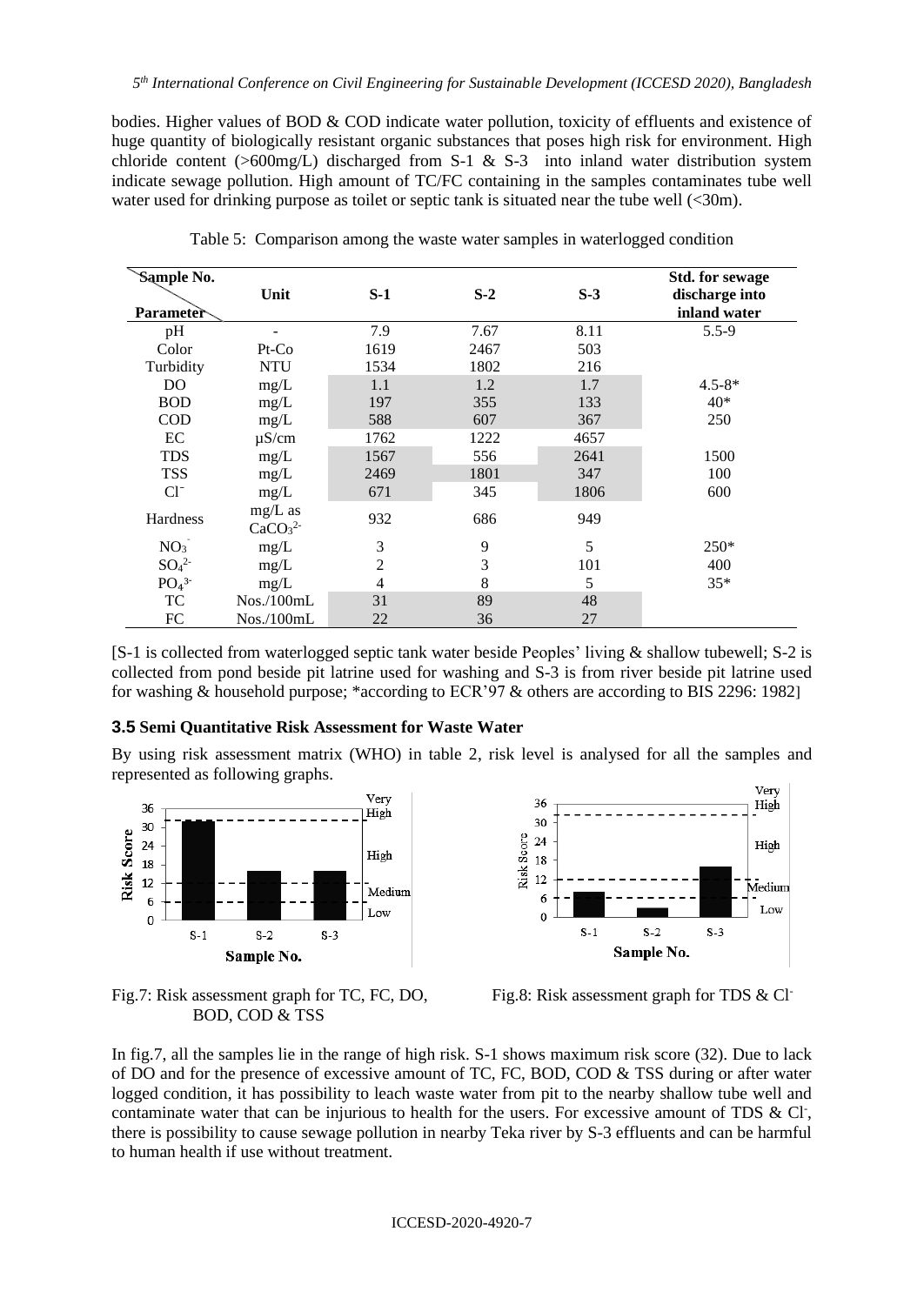bodies. Higher values of BOD & COD indicate water pollution, toxicity of effluents and existence of huge quantity of biologically resistant organic substances that poses high risk for environment. High chloride content (>600mg/L) discharged from S-1 & S-3 into inland water distribution system indicate sewage pollution. High amount of TC/FC containing in the samples contaminates tube well water used for drinking purpose as toilet or septic tank is situated near the tube well (<30m).

Table 5: Comparison among the waste water samples in waterlogged condition

| Sample No. / Parameter | Unit | S-1 | S-2 | S-3 | Std. for sewage discharge into inland water |
|---|---|---|---|---|---|
| pH | - | 7.9 | 7.67 | 8.11 | 5.5-9 |
| Color | Pt-Co | 1619 | 2467 | 503 | |
| Turbidity | NTU | 1534 | 1802 | 216 | |
| DO | mg/L | 1.1 | 1.2 | 1.7 | 4.5-8* |
| BOD | mg/L | 197 | 355 | 133 | 40* |
| COD | mg/L | 588 | 607 | 367 | 250 |
| EC | µS/cm | 1762 | 1222 | 4657 | |
| TDS | mg/L | 1567 | 556 | 2641 | 1500 |
| TSS | mg/L | 2469 | 1801 | 347 | 100 |
| $Cl^-$ | mg/L | 671 | 345 | 1806 | 600 |
| Hardness | mg/L as $CaCO_3^{2-}$ | 932 | 686 | 949 | |
| $NO_3^-$ | mg/L | 3 | 9 | 5 | 250* |
| $SO_4^{2-}$ | mg/L | 2 | 3 | 101 | 400 |
| $PO_4^{3-}$ | mg/L | 4 | 8 | 5 | 35* |
| TC | Nos./100mL | 31 | 89 | 48 | |
| FC | Nos./100mL | 22 | 36 | 27 | |

[S-1 is collected from waterlogged septic tank water beside Peoples' living & shallow tubewell; S-2 is collected from pond beside pit latrine used for washing and S-3 is from river beside pit latrine used for washing & household purpose; *according to ECR'97 & others are according to BIS 2296: 1982]

### 3.5 Semi Quantitative Risk Assessment for Waste Water

By using risk assessment matrix (WHO) in table 2, risk level is analysed for all the samples and represented as following graphs.

Fig.7: Risk assessment graph for TC, FC, DO, BOD, COD & TSS

Fig.8: Risk assessment graph for TDS & $Cl^-$

In fig.7, all the samples lie in the range of high risk. S-1 shows maximum risk score (32). Due to lack of DO and for the presence of excessive amount of TC, FC, BOD, COD & TSS during or after water logged condition, it has possibility to leach waste water from pit to the nearby shallow tube well and contaminate water that can be injurious to health for the users. For excessive amount of TDS & $Cl^-$, there is possibility to cause sewage pollution in nearby Teka river by S-3 effluents and can be harmful to human health if use without treatment.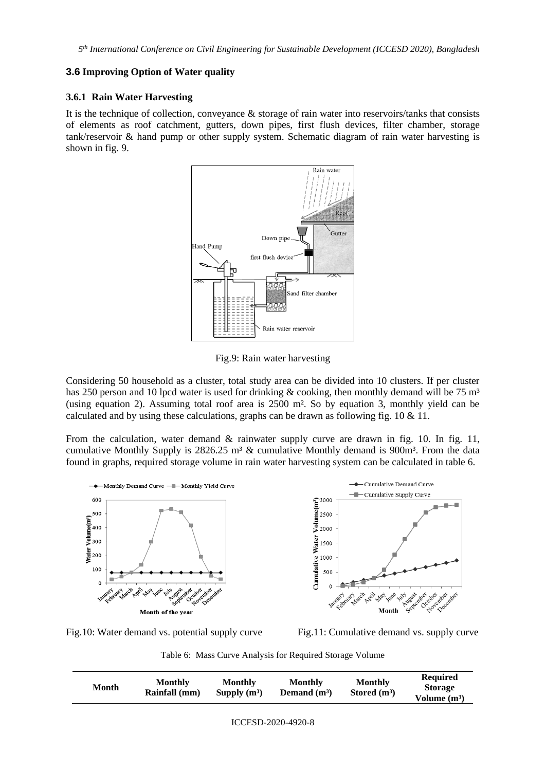### 3.6 Improving Option of Water quality

#### 3.6.1 Rain Water Harvesting

It is the technique of collection, conveyance & storage of rain water into reservoirs/tanks that consists of elements as roof catchment, gutters, down pipes, first flush devices, filter chamber, storage tank/reservoir & hand pump or other supply system. Schematic diagram of rain water harvesting is shown in fig. 9.

Fig.9: Rain water harvesting

Considering 50 household as a cluster, total study area can be divided into 10 clusters. If per cluster has 250 person and 10 lpcd water is used for drinking & cooking, then monthly demand will be 75 $m^3$ (using equation 2). Assuming total roof area is 2500 $m^2$. So by equation 3, monthly yield can be calculated and by using these calculations, graphs can be drawn as following fig. 10 & 11.

From the calculation, water demand & rainwater supply curve are drawn in fig. 10. In fig. 11, cumulative Monthly Supply is 2826.25 $m^3$ & cumulative Monthly demand is 900$m^3$. From the data found in graphs, required storage volume in rain water harvesting system can be calculated in table 6.

Fig.10: Water demand vs. potential supply curve

Fig.11: Cumulative demand vs. supply curve

Table 6: Mass Curve Analysis for Required Storage Volume

| Month | Monthly Rainfall (mm) | Monthly Supply ($m^3$) | Monthly Demand ($m^3$) | Monthly Stored ($m^3$) | Required Storage Volume ($m^3$) |
|---|---|---|---|---|---|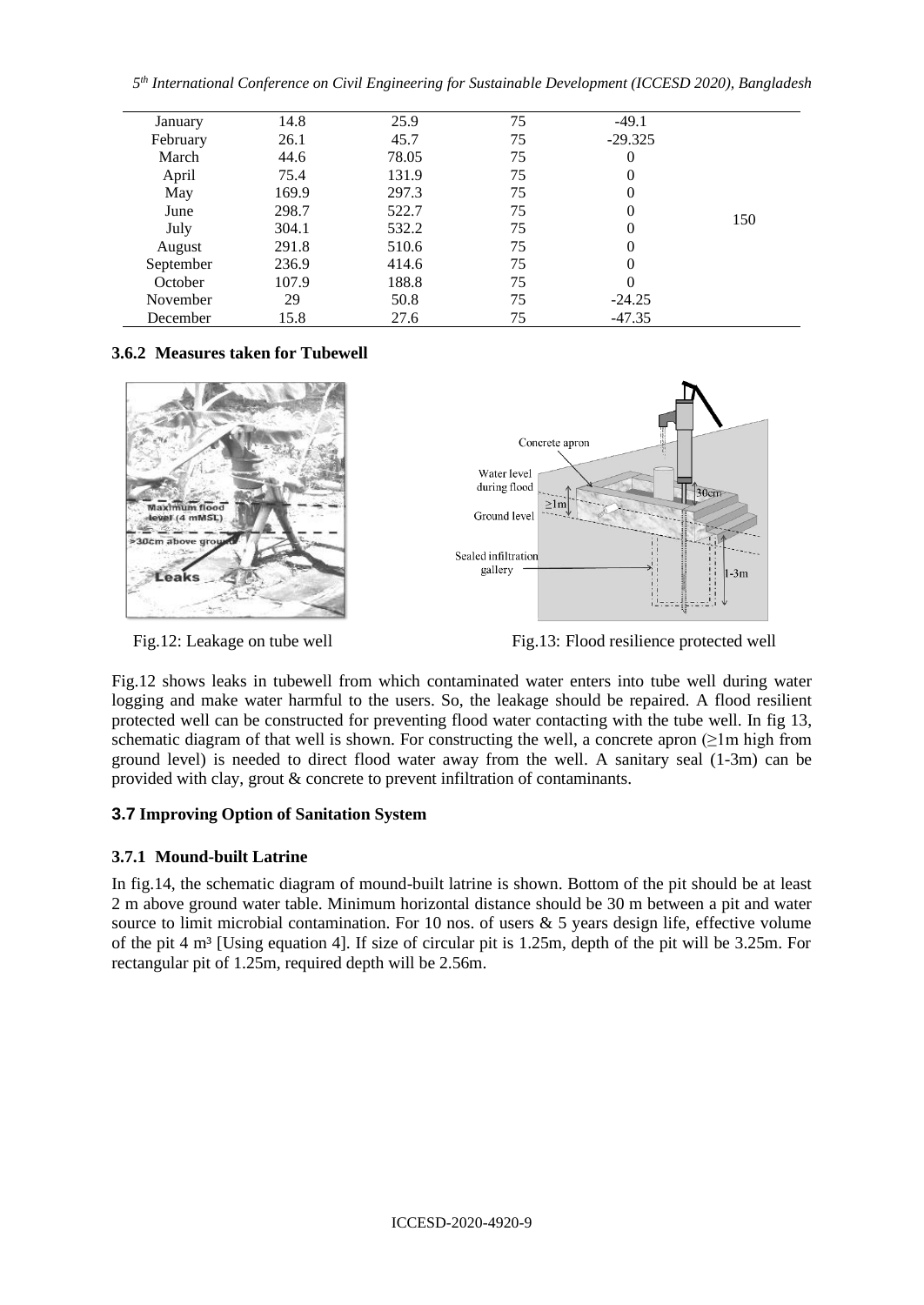| January | 14.8 | 25.9 | 75 | -49.1 | |
|---|---|---|---|---|---|
| February | 26.1 | 45.7 | 75 | -29.325 | |
| March | 44.6 | 78.05 | 75 | 0 | |
| April | 75.4 | 131.9 | 75 | 0 | |
| May | 169.9 | 297.3 | 75 | 0 | |
| June | 298.7 | 522.7 | 75 | 0 | 150 |
| July | 304.1 | 532.2 | 75 | 0 | |
| August | 291.8 | 510.6 | 75 | 0 | |
| September | 236.9 | 414.6 | 75 | 0 | |
| October | 107.9 | 188.8 | 75 | 0 | |
| November | 29 | 50.8 | 75 | -24.25 | |
| December | 15.8 | 27.6 | 75 | -47.35 | |

### 3.6.2 Measures taken for Tubewell

Fig.12: Leakage on tube well

Fig.13: Flood resilience protected well

Fig.12 shows leaks in tubewell from which contaminated water enters into tube well during water logging and make water harmful to the users. So, the leakage should be repaired. A flood resilient protected well can be constructed for preventing flood water contacting with the tube well. In fig 13, schematic diagram of that well is shown. For constructing the well, a concrete apron (≥1m high from ground level) is needed to direct flood water away from the well. A sanitary seal (1-3m) can be provided with clay, grout & concrete to prevent infiltration of contaminants.

## 3.7 Improving Option of Sanitation System

### 3.7.1 Mound-built Latrine

In fig.14, the schematic diagram of mound-built latrine is shown. Bottom of the pit should be at least 2 m above ground water table. Minimum horizontal distance should be 30 m between a pit and water source to limit microbial contamination. For 10 nos. of users & 5 years design life, effective volume of the pit 4 $m^3$ [Using equation 4]. If size of circular pit is 1.25m, depth of the pit will be 3.25m. For rectangular pit of 1.25m, required depth will be 2.56m.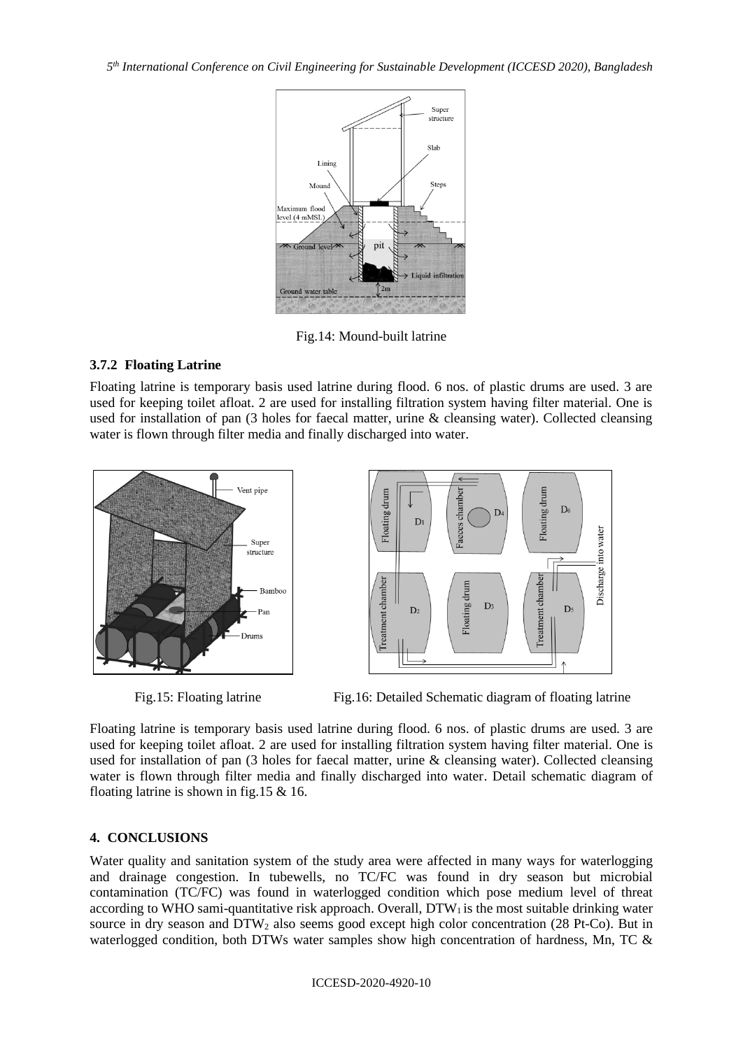Fig.14: Mound-built latrine

### 3.7.2 Floating Latrine

Floating latrine is temporary basis used latrine during flood. 6 nos. of plastic drums are used. 3 are used for keeping toilet afloat. 2 are used for installing filtration system having filter material. One is used for installation of pan (3 holes for faecal matter, urine & cleansing water). Collected cleansing water is flown through filter media and finally discharged into water.

Fig.15: Floating latrine

Fig.16: Detailed Schematic diagram of floating latrine

Floating latrine is temporary basis used latrine during flood. 6 nos. of plastic drums are used. 3 are used for keeping toilet afloat. 2 are used for installing filtration system having filter material. One is used for installation of pan (3 holes for faecal matter, urine & cleansing water). Collected cleansing water is flown through filter media and finally discharged into water. Detail schematic diagram of floating latrine is shown in fig.15 & 16.

## 4. CONCLUSIONS

Water quality and sanitation system of the study area were affected in many ways for waterlogging and drainage congestion. In tubewells, no TC/FC was found in dry season but microbial contamination (TC/FC) was found in waterlogged condition which pose medium level of threat according to WHO sami-quantitative risk approach. Overall, $DTW_1$ is the most suitable drinking water source in dry season and $DTW_2$ also seems good except high color concentration (28 Pt-Co). But in waterlogged condition, both DTWs water samples show high concentration of hardness, Mn, TC &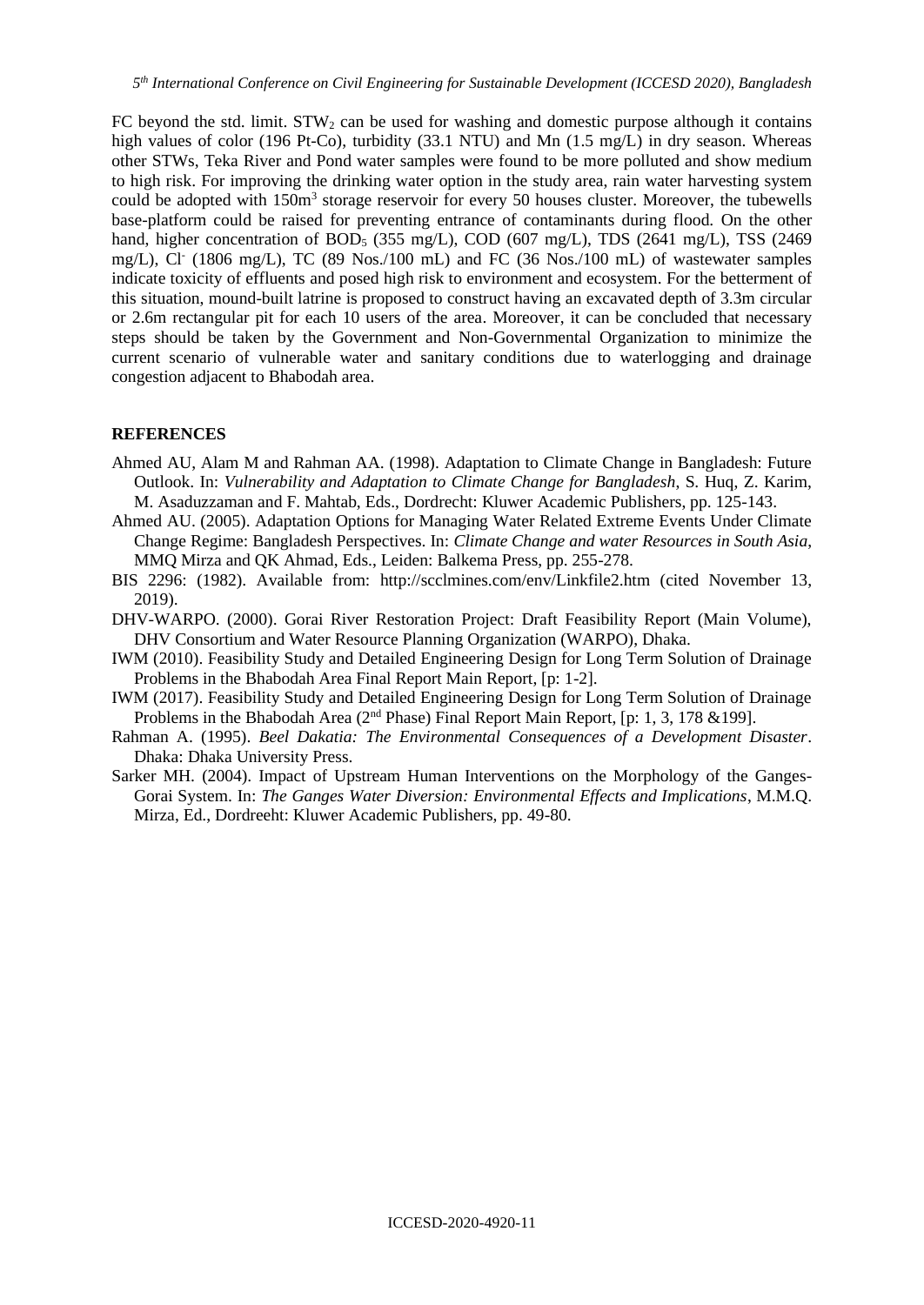FC beyond the std. limit. $STW_2$ can be used for washing and domestic purpose although it contains high values of color (196 Pt-Co), turbidity (33.1 NTU) and Mn (1.5 mg/L) in dry season. Whereas other STWs, Teka River and Pond water samples were found to be more polluted and show medium to high risk. For improving the drinking water option in the study area, rain water harvesting system could be adopted with $150m^3$ storage reservoir for every 50 houses cluster. Moreover, the tubewells base-platform could be raised for preventing entrance of contaminants during flood. On the other hand, higher concentration of $BOD_5$ (355 mg/L), COD (607 mg/L), TDS (2641 mg/L), TSS (2469 mg/L), $Cl^-$ (1806 mg/L), TC (89 Nos./100 mL) and FC (36 Nos./100 mL) of wastewater samples indicate toxicity of effluents and posed high risk to environment and ecosystem. For the betterment of this situation, mound-built latrine is proposed to construct having an excavated depth of 3.3m circular or 2.6m rectangular pit for each 10 users of the area. Moreover, it can be concluded that necessary steps should be taken by the Government and Non-Governmental Organization to minimize the current scenario of vulnerable water and sanitary conditions due to waterlogging and drainage congestion adjacent to Bhabodah area.

## REFERENCES

Ahmed AU, Alam M and Rahman AA. (1998). Adaptation to Climate Change in Bangladesh: Future Outlook. In: *Vulnerability and Adaptation to Climate Change for Bangladesh*, S. Huq, Z. Karim, M. Asaduzzaman and F. Mahtab, Eds., Dordrecht: Kluwer Academic Publishers, pp. 125-143.

Ahmed AU. (2005). Adaptation Options for Managing Water Related Extreme Events Under Climate Change Regime: Bangladesh Perspectives. In: *Climate Change and water Resources in South Asia*, MMQ Mirza and QK Ahmad, Eds., Leiden: Balkema Press, pp. 255-278.

BIS 2296: (1982). Available from: http://scclmines.com/env/Linkfile2.htm (cited November 13, 2019).

DHV-WARPO. (2000). Gorai River Restoration Project: Draft Feasibility Report (Main Volume), DHV Consortium and Water Resource Planning Organization (WARPO), Dhaka.

IWM (2010). Feasibility Study and Detailed Engineering Design for Long Term Solution of Drainage Problems in the Bhabodah Area Final Report Main Report, [p: 1-2].

IWM (2017). Feasibility Study and Detailed Engineering Design for Long Term Solution of Drainage Problems in the Bhabodah Area (2nd Phase) Final Report Main Report, [p: 1, 3, 178 &199].

Rahman A. (1995). *Beel Dakatia: The Environmental Consequences of a Development Disaster*. Dhaka: Dhaka University Press.

Sarker MH. (2004). Impact of Upstream Human Interventions on the Morphology of the Ganges-Gorai System. In: *The Ganges Water Diversion: Environmental Effects and Implications*, M.M.Q. Mirza, Ed., Dordreeht: Kluwer Academic Publishers, pp. 49-80.